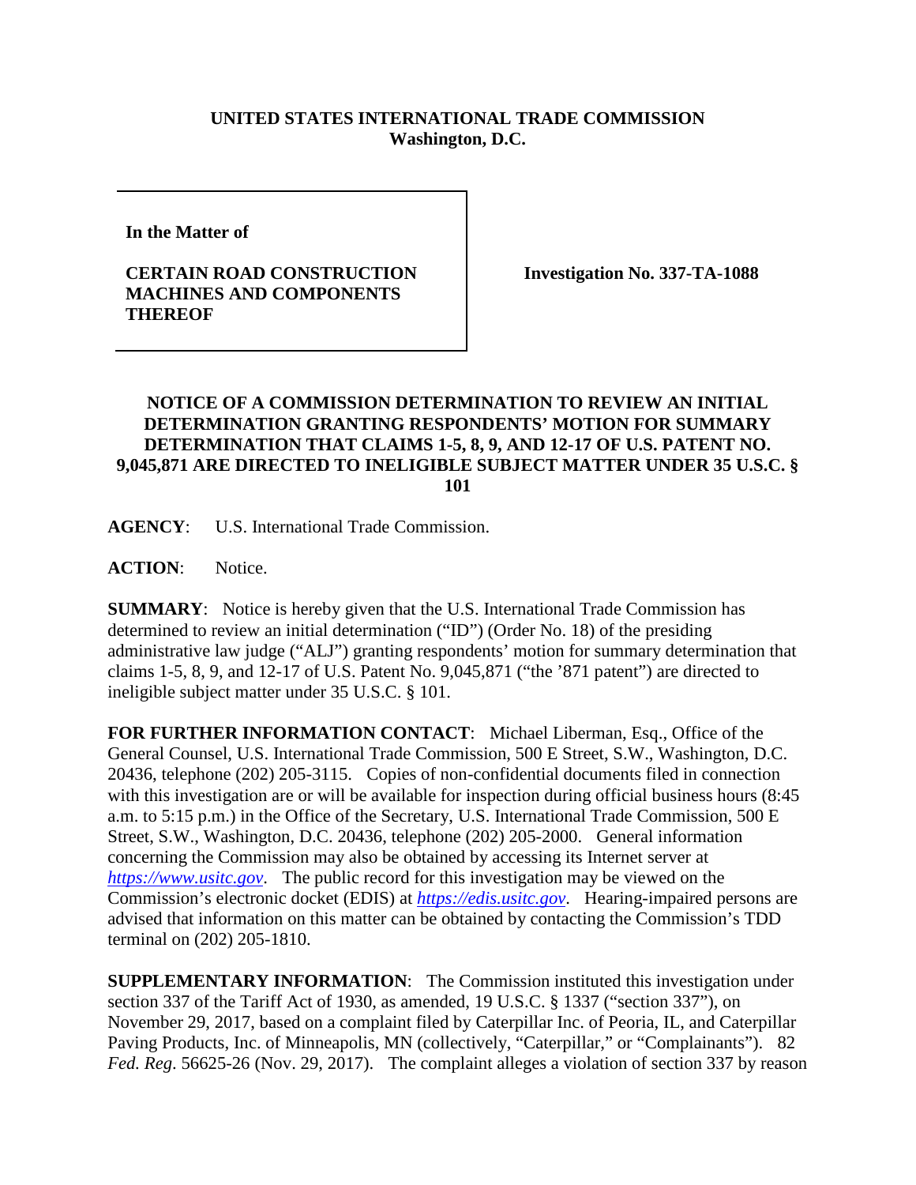**UNITED STATES INTERNATIONAL TRADE COMMISSION**
**Washington, D.C.**

| | |
|---|---|
| **In the Matter of**<br><br>**CERTAIN ROAD CONSTRUCTION MACHINES AND COMPONENTS THEREOF** | **Investigation No. 337-TA-1088** |

**NOTICE OF A COMMISSION DETERMINATION TO REVIEW AN INITIAL DETERMINATION GRANTING RESPONDENTS' MOTION FOR SUMMARY DETERMINATION THAT CLAIMS 1-5, 8, 9, AND 12-17 OF U.S. PATENT NO. 9,045,871 ARE DIRECTED TO INELIGIBLE SUBJECT MATTER UNDER 35 U.S.C. § 101**

**AGENCY**: U.S. International Trade Commission.

**ACTION**: Notice.

**SUMMARY**: Notice is hereby given that the U.S. International Trade Commission has determined to review an initial determination ("ID") (Order No. 18) of the presiding administrative law judge ("ALJ") granting respondents' motion for summary determination that claims 1-5, 8, 9, and 12-17 of U.S. Patent No. 9,045,871 ("the '871 patent") are directed to ineligible subject matter under 35 U.S.C. § 101.

**FOR FURTHER INFORMATION CONTACT**: Michael Liberman, Esq., Office of the General Counsel, U.S. International Trade Commission, 500 E Street, S.W., Washington, D.C. 20436, telephone (202) 205-3115. Copies of non-confidential documents filed in connection with this investigation are or will be available for inspection during official business hours (8:45 a.m. to 5:15 p.m.) in the Office of the Secretary, U.S. International Trade Commission, 500 E Street, S.W., Washington, D.C. 20436, telephone (202) 205-2000. General information concerning the Commission may also be obtained by accessing its Internet server at *https://www.usitc.gov*. The public record for this investigation may be viewed on the Commission's electronic docket (EDIS) at *https://edis.usitc.gov*. Hearing-impaired persons are advised that information on this matter can be obtained by contacting the Commission's TDD terminal on (202) 205-1810.

**SUPPLEMENTARY INFORMATION**: The Commission instituted this investigation under section 337 of the Tariff Act of 1930, as amended, 19 U.S.C. § 1337 ("section 337"), on November 29, 2017, based on a complaint filed by Caterpillar Inc. of Peoria, IL, and Caterpillar Paving Products, Inc. of Minneapolis, MN (collectively, "Caterpillar," or "Complainants"). 82 *Fed. Reg*. 56625-26 (Nov. 29, 2017). The complaint alleges a violation of section 337 by reason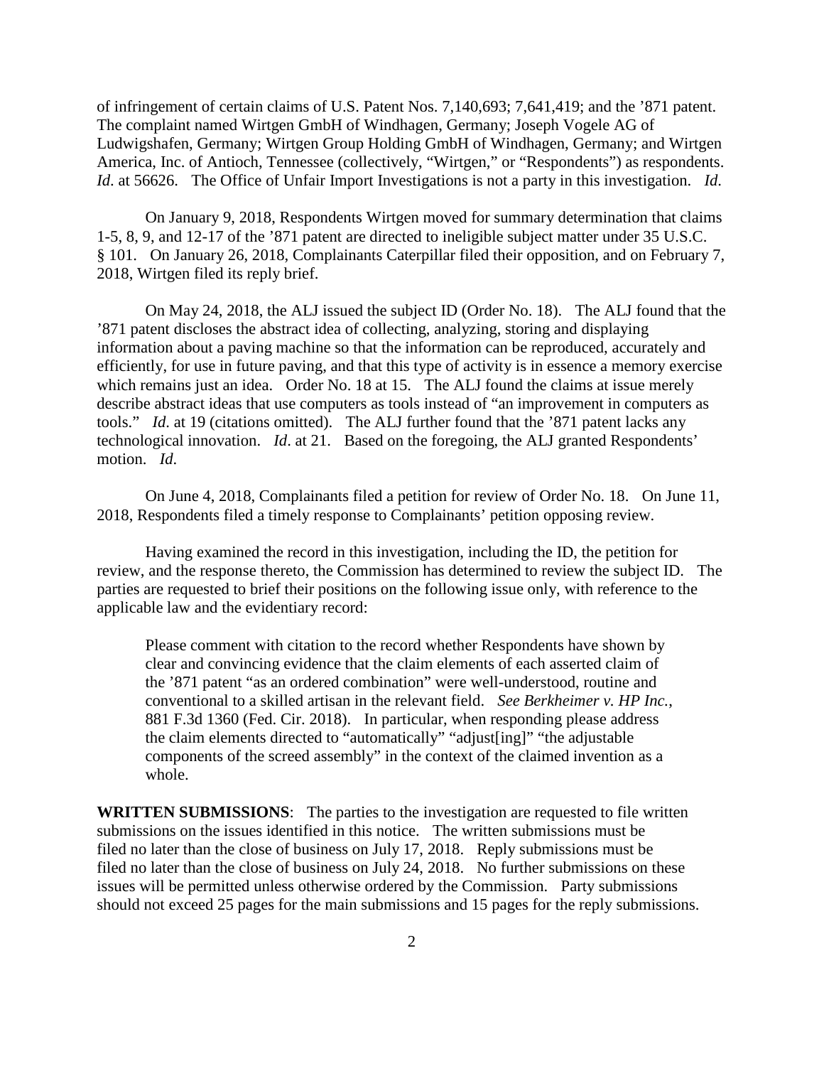of infringement of certain claims of U.S. Patent Nos. 7,140,693; 7,641,419; and the ’871 patent. The complaint named Wirtgen GmbH of Windhagen, Germany; Joseph Vogele AG of Ludwigshafen, Germany; Wirtgen Group Holding GmbH of Windhagen, Germany; and Wirtgen America, Inc. of Antioch, Tennessee (collectively, “Wirtgen,” or “Respondents”) as respondents. *Id*. at 56626. The Office of Unfair Import Investigations is not a party in this investigation. *Id*.

On January 9, 2018, Respondents Wirtgen moved for summary determination that claims 1-5, 8, 9, and 12-17 of the ’871 patent are directed to ineligible subject matter under 35 U.S.C. § 101. On January 26, 2018, Complainants Caterpillar filed their opposition, and on February 7, 2018, Wirtgen filed its reply brief.

On May 24, 2018, the ALJ issued the subject ID (Order No. 18). The ALJ found that the ’871 patent discloses the abstract idea of collecting, analyzing, storing and displaying information about a paving machine so that the information can be reproduced, accurately and efficiently, for use in future paving, and that this type of activity is in essence a memory exercise which remains just an idea. Order No. 18 at 15. The ALJ found the claims at issue merely describe abstract ideas that use computers as tools instead of “an improvement in computers as tools.” *Id*. at 19 (citations omitted). The ALJ further found that the ’871 patent lacks any technological innovation. *Id*. at 21. Based on the foregoing, the ALJ granted Respondents’ motion. *Id*.

On June 4, 2018, Complainants filed a petition for review of Order No. 18. On June 11, 2018, Respondents filed a timely response to Complainants’ petition opposing review.

Having examined the record in this investigation, including the ID, the petition for review, and the response thereto, the Commission has determined to review the subject ID. The parties are requested to brief their positions on the following issue only, with reference to the applicable law and the evidentiary record:

> Please comment with citation to the record whether Respondents have shown by clear and convincing evidence that the claim elements of each asserted claim of the ’871 patent “as an ordered combination” were well-understood, routine and conventional to a skilled artisan in the relevant field. *See Berkheimer v. HP Inc.*, 881 F.3d 1360 (Fed. Cir. 2018). In particular, when responding please address the claim elements directed to “automatically” “adjust[ing]” “the adjustable components of the screed assembly” in the context of the claimed invention as a whole.

**WRITTEN SUBMISSIONS**: The parties to the investigation are requested to file written submissions on the issues identified in this notice. The written submissions must be filed no later than the close of business on July 17, 2018. Reply submissions must be filed no later than the close of business on July 24, 2018. No further submissions on these issues will be permitted unless otherwise ordered by the Commission. Party submissions should not exceed 25 pages for the main submissions and 15 pages for the reply submissions.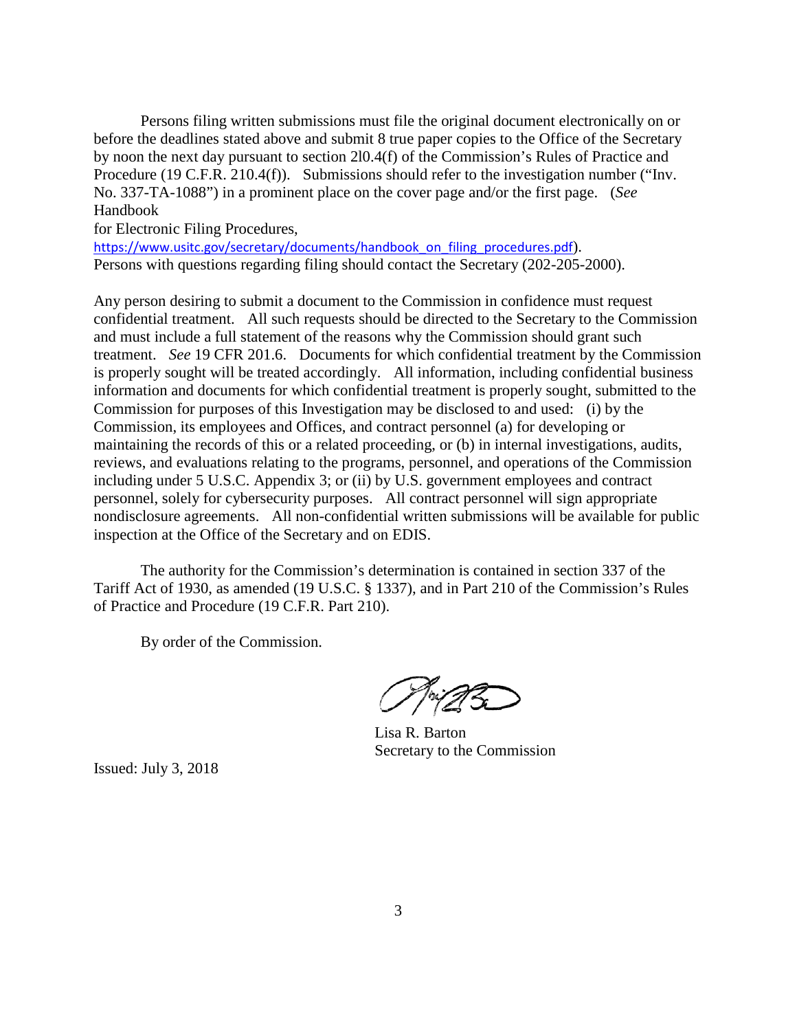Persons filing written submissions must file the original document electronically on or before the deadlines stated above and submit 8 true paper copies to the Office of the Secretary by noon the next day pursuant to section 2l0.4(f) of the Commission's Rules of Practice and Procedure (19 C.F.R. 210.4(f)). Submissions should refer to the investigation number ("Inv. No. 337-TA-1088") in a prominent place on the cover page and/or the first page. (*See* Handbook for Electronic Filing Procedures, https://www.usitc.gov/secretary/documents/handbook_on_filing_procedures.pdf). Persons with questions regarding filing should contact the Secretary (202-205-2000).

Any person desiring to submit a document to the Commission in confidence must request confidential treatment. All such requests should be directed to the Secretary to the Commission and must include a full statement of the reasons why the Commission should grant such treatment. *See* 19 CFR 201.6. Documents for which confidential treatment by the Commission is properly sought will be treated accordingly. All information, including confidential business information and documents for which confidential treatment is properly sought, submitted to the Commission for purposes of this Investigation may be disclosed to and used: (i) by the Commission, its employees and Offices, and contract personnel (a) for developing or maintaining the records of this or a related proceeding, or (b) in internal investigations, audits, reviews, and evaluations relating to the programs, personnel, and operations of the Commission including under 5 U.S.C. Appendix 3; or (ii) by U.S. government employees and contract personnel, solely for cybersecurity purposes. All contract personnel will sign appropriate nondisclosure agreements. All non-confidential written submissions will be available for public inspection at the Office of the Secretary and on EDIS.

The authority for the Commission's determination is contained in section 337 of the Tariff Act of 1930, as amended (19 U.S.C. § 1337), and in Part 210 of the Commission's Rules of Practice and Procedure (19 C.F.R. Part 210).

By order of the Commission.

Lisa R. Barton
Secretary to the Commission

Issued: July 3, 2018